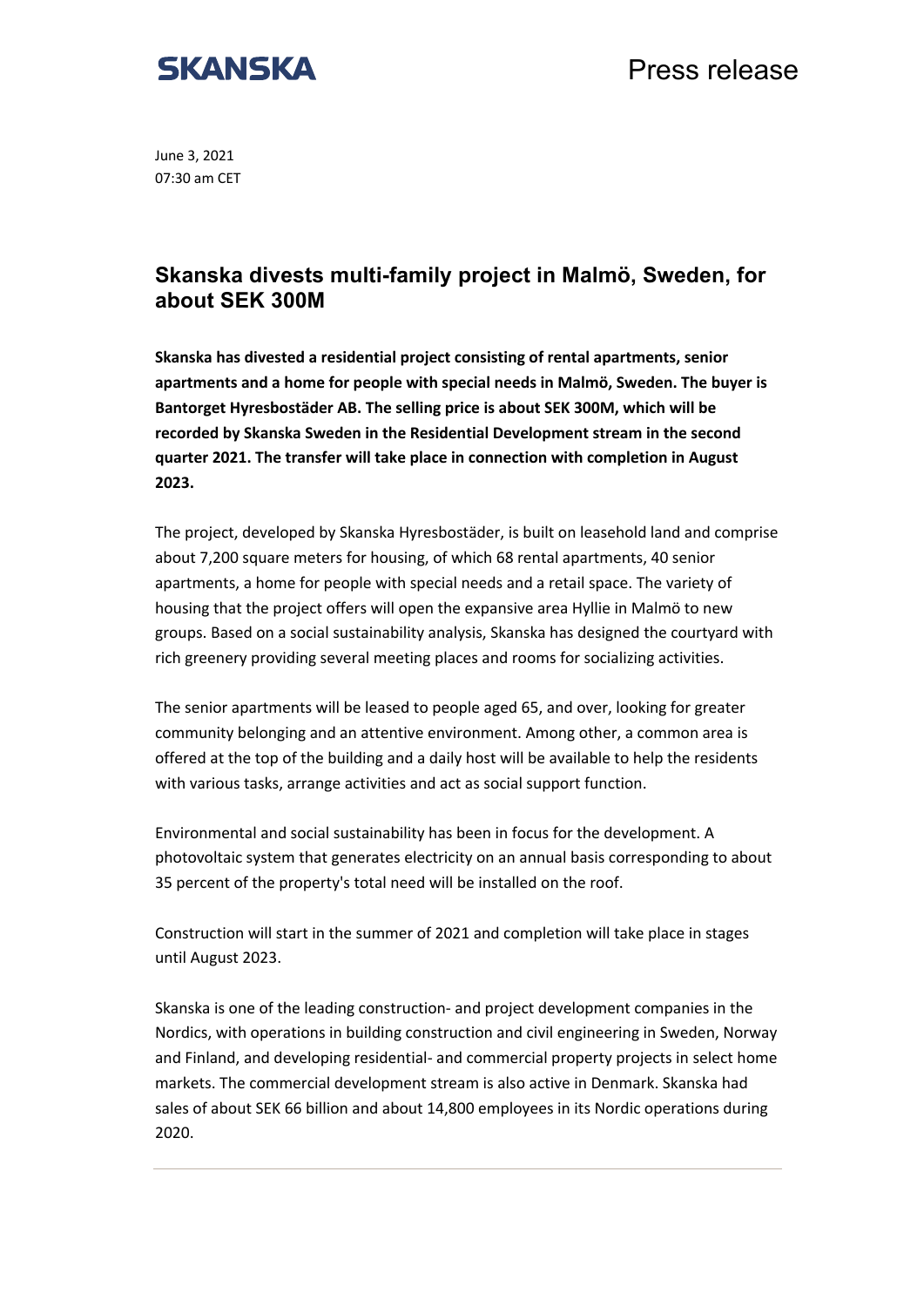SKANSKA

Press release

June 3, 2021
07:30 am CET

# Skanska divests multi-family project in Malmö, Sweden, for about SEK 300M

**Skanska has divested a residential project consisting of rental apartments, senior apartments and a home for people with special needs in Malmö, Sweden. The buyer is Bantorget Hyresbostäder AB. The selling price is about SEK 300M, which will be recorded by Skanska Sweden in the Residential Development stream in the second quarter 2021. The transfer will take place in connection with completion in August 2023.**

The project, developed by Skanska Hyresbostäder, is built on leasehold land and comprise about 7,200 square meters for housing, of which 68 rental apartments, 40 senior apartments, a home for people with special needs and a retail space. The variety of housing that the project offers will open the expansive area Hyllie in Malmö to new groups. Based on a social sustainability analysis, Skanska has designed the courtyard with rich greenery providing several meeting places and rooms for socializing activities.

The senior apartments will be leased to people aged 65, and over, looking for greater community belonging and an attentive environment. Among other, a common area is offered at the top of the building and a daily host will be available to help the residents with various tasks, arrange activities and act as social support function.

Environmental and social sustainability has been in focus for the development. A photovoltaic system that generates electricity on an annual basis corresponding to about 35 percent of the property's total need will be installed on the roof.

Construction will start in the summer of 2021 and completion will take place in stages until August 2023.

Skanska is one of the leading construction- and project development companies in the Nordics, with operations in building construction and civil engineering in Sweden, Norway and Finland, and developing residential- and commercial property projects in select home markets. The commercial development stream is also active in Denmark. Skanska had sales of about SEK 66 billion and about 14,800 employees in its Nordic operations during 2020.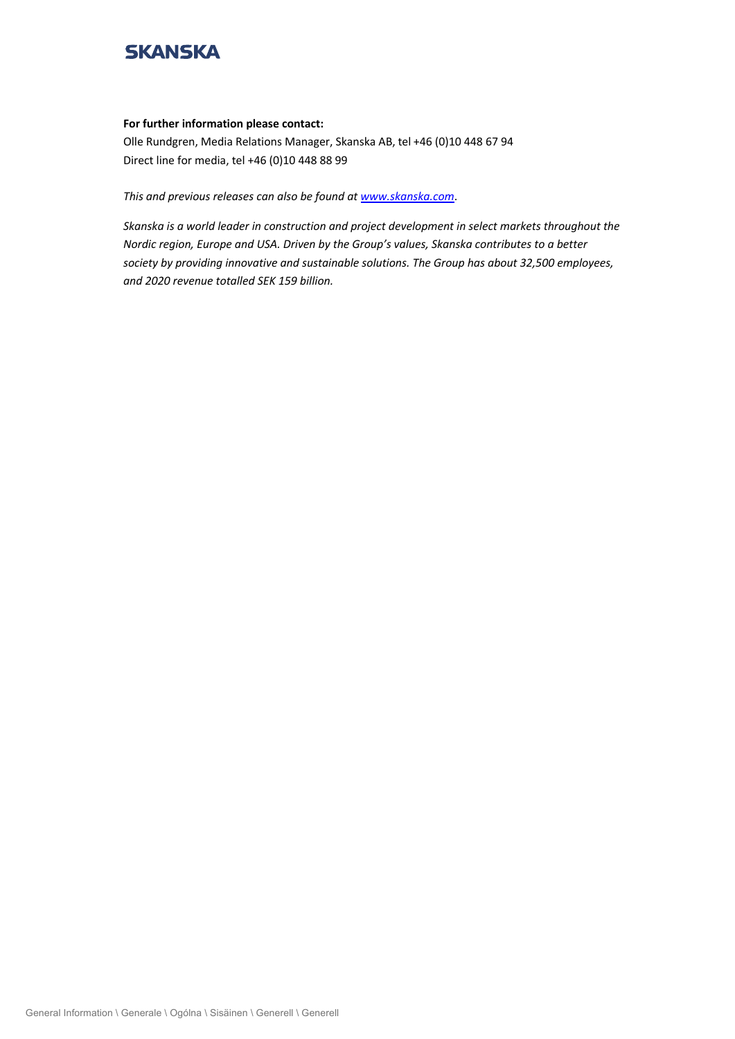**For further information please contact:**
Olle Rundgren, Media Relations Manager, Skanska AB, tel +46 (0)10 448 67 94
Direct line for media, tel +46 (0)10 448 88 99

*This and previous releases can also be found at [www.skanska.com](http://www.skanska.com).*

*Skanska is a world leader in construction and project development in select markets throughout the Nordic region, Europe and USA. Driven by the Group's values, Skanska contributes to a better society by providing innovative and sustainable solutions. The Group has about 32,500 employees, and 2020 revenue totalled SEK 159 billion.*